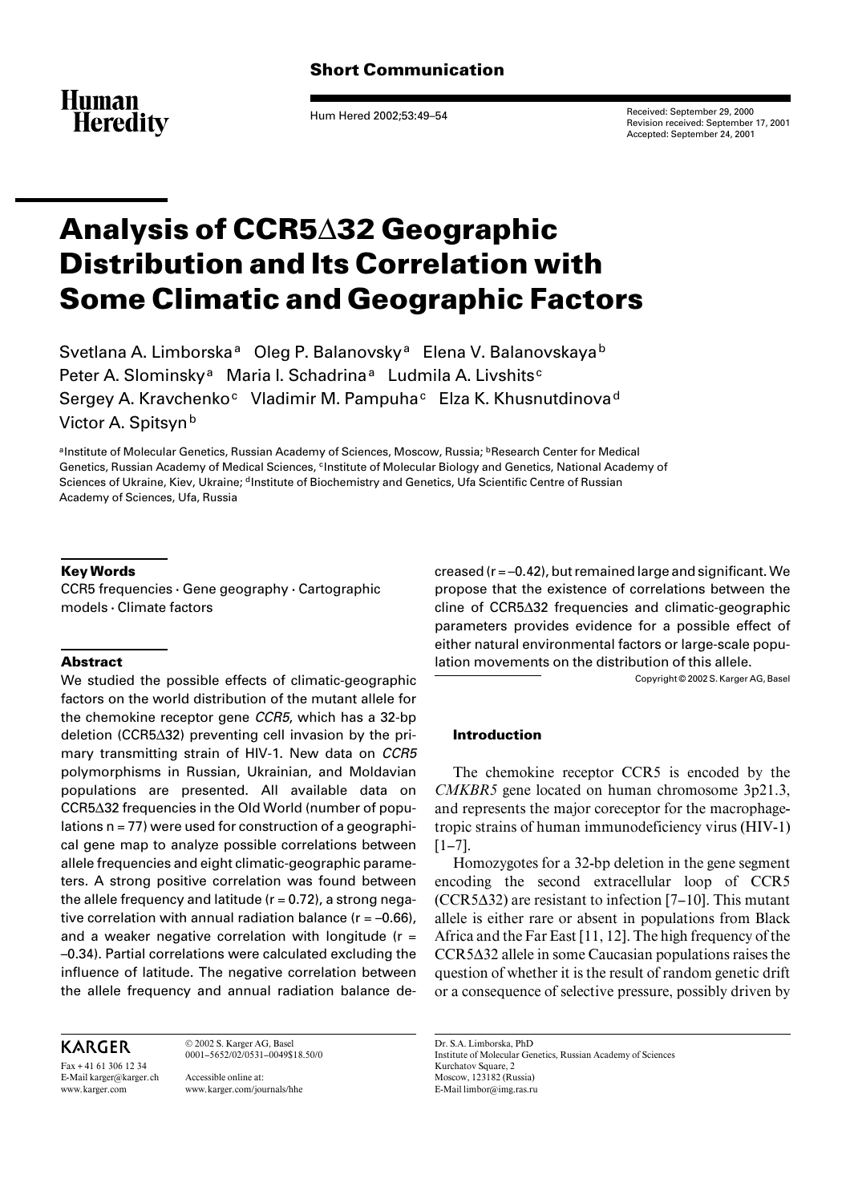**Short Communication**

Received: September 29, 2000
Revision received: September 17, 2001
Accepted: September 24, 2001

# Analysis of CCR5Δ32 Geographic Distribution and Its Correlation with Some Climatic and Geographic Factors

Svetlana A. Limborska[a] Oleg P. Balanovsky[a] Elena V. Balanovskaya[b] Peter A. Slominsky[a] Maria I. Schadrina[a] Ludmila A. Livshits[c] Sergey A. Kravchenko[c] Vladimir M. Pampuha[c] Elza K. Khusnutdinova[d] Victor A. Spitsyn[b]

[a]Institute of Molecular Genetics, Russian Academy of Sciences, Moscow, Russia; [b]Research Center for Medical Genetics, Russian Academy of Medical Sciences, [c]Institute of Molecular Biology and Genetics, National Academy of Sciences of Ukraine, Kiev, Ukraine; [d]Institute of Biochemistry and Genetics, Ufa Scientific Centre of Russian Academy of Sciences, Ufa, Russia

### Key Words

CCR5 frequencies · Gene geography · Cartographic models · Climate factors

### Abstract

We studied the possible effects of climatic-geographic factors on the world distribution of the mutant allele for the chemokine receptor gene *CCR5*, which has a 32-bp deletion (CCR5Δ32) preventing cell invasion by the primary transmitting strain of HIV-1. New data on *CCR5* polymorphisms in Russian, Ukrainian, and Moldavian populations are presented. All available data on CCR5Δ32 frequencies in the Old World (number of populations n = 77) were used for construction of a geographical gene map to analyze possible correlations between allele frequencies and eight climatic-geographic parameters. A strong positive correlation was found between the allele frequency and latitude (r = 0.72), a strong negative correlation with annual radiation balance (r = –0.66), and a weaker negative correlation with longitude (r = –0.34). Partial correlations were calculated excluding the influence of latitude. The negative correlation between the allele frequency and annual radiation balance decreased (r = –0.42), but remained large and significant. We propose that the existence of correlations between the cline of CCR5Δ32 frequencies and climatic-geographic parameters provides evidence for a possible effect of either natural environmental factors or large-scale population movements on the distribution of this allele.

Copyright © 2002 S. Karger AG, Basel

### Introduction

The chemokine receptor CCR5 is encoded by the *CMKBR5* gene located on human chromosome 3p21.3, and represents the major coreceptor for the macrophage-tropic strains of human immunodeficiency virus (HIV-1) [1–7].

Homozygotes for a 32-bp deletion in the gene segment encoding the second extracellular loop of CCR5 (CCR5Δ32) are resistant to infection [7–10]. This mutant allele is either rare or absent in populations from Black Africa and the Far East [11, 12]. The high frequency of the CCR5Δ32 allele in some Caucasian populations raises the question of whether it is the result of random genetic drift or a consequence of selective pressure, possibly driven by

KARGER

Fax + 41 61 306 12 34
E-Mail karger@karger.ch
www.karger.com

© 2002 S. Karger AG, Basel
0001–5652/02/0531–0049$18.50/0

Accessible online at:
www.karger.com/journals/hhe

Dr. S.A. Limborska, PhD
Institute of Molecular Genetics, Russian Academy of Sciences
Kurchatov Square, 2
Moscow, 123182 (Russia)
E-Mail limbor@img.ras.ru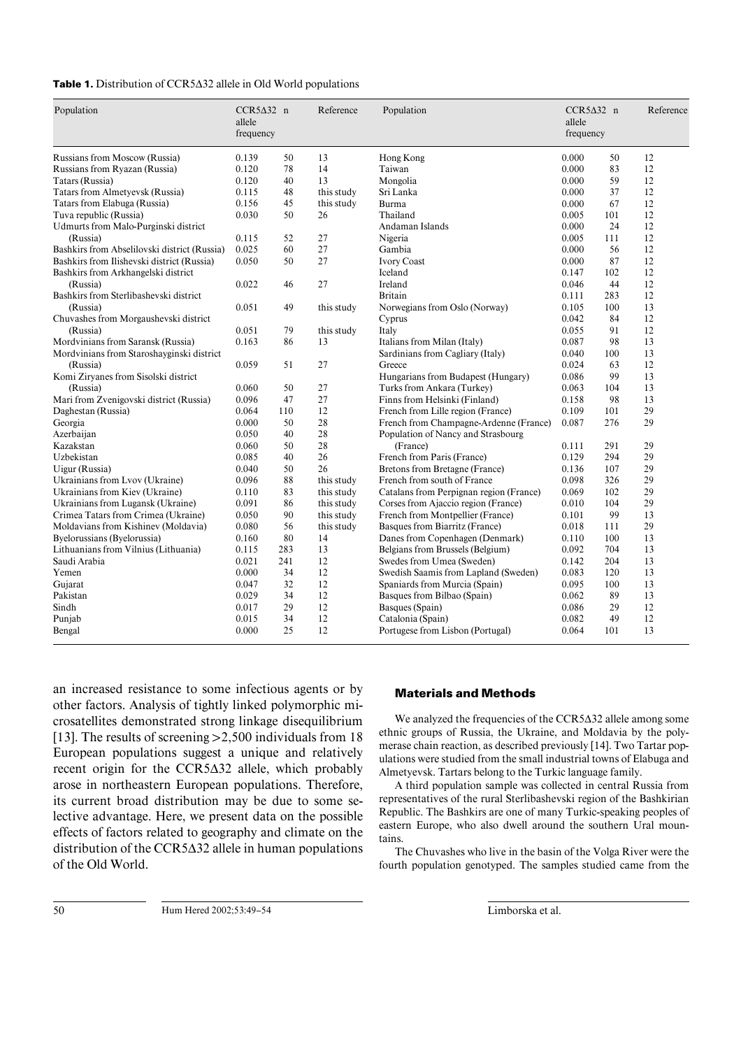**Table 1.** Distribution of CCR5Δ32 allele in Old World populations

| Population | CCR5Δ32 allele frequency | n | Reference | Population | CCR5Δ32 allele frequency | n | Reference |
|---|---|---|---|---|---|---|---|
| Russians from Moscow (Russia) | 0.139 | 50 | 13 | Hong Kong | 0.000 | 50 | 12 |
| Russians from Ryazan (Russia) | 0.120 | 78 | 14 | Taiwan | 0.000 | 83 | 12 |
| Tatars (Russia) | 0.120 | 40 | 13 | Mongolia | 0.000 | 59 | 12 |
| Tatars from Almetyevsk (Russia) | 0.115 | 48 | this study | Sri Lanka | 0.000 | 37 | 12 |
| Tatars from Elabuga (Russia) | 0.156 | 45 | this study | Burma | 0.000 | 67 | 12 |
| Tuva republic (Russia) | 0.030 | 50 | 26 | Thailand | 0.005 | 101 | 12 |
| Udmurts from Malo-Purginski district (Russia) | 0.115 | 52 | 27 | Andaman Islands | 0.000 | 24 | 12 |
| Bashkirs from Abselilovski district (Russia) | 0.025 | 60 | 27 | Nigeria | 0.005 | 111 | 12 |
| Bashkirs from Ilishevski district (Russia) | 0.050 | 50 | 27 | Gambia | 0.000 | 56 | 12 |
| Bashkirs from Arkhangelski district (Russia) | 0.022 | 46 | 27 | Ivory Coast | 0.000 | 87 | 12 |
| Bashkirs from Sterlibashevski district (Russia) | 0.051 | 49 | this study | Iceland | 0.147 | 102 | 12 |
| Chuvashes from Morgaushevski district (Russia) | 0.051 | 79 | this study | Ireland | 0.046 | 44 | 12 |
| Mordvinians from Saransk (Russia) | 0.163 | 86 | 13 | Britain | 0.111 | 283 | 12 |
| Mordvinians from Staroshayginski district (Russia) | 0.059 | 51 | 27 | Norwegians from Oslo (Norway) | 0.105 | 100 | 13 |
| Komi Ziryanes from Sisolski district (Russia) | 0.060 | 50 | 27 | Cyprus | 0.042 | 84 | 12 |
| Mari from Zvenigovski district (Russia) | 0.096 | 47 | 27 | Italy | 0.055 | 91 | 12 |
| Daghestan (Russia) | 0.064 | 110 | 12 | Italians from Milan (Italy) | 0.087 | 98 | 13 |
| Georgia | 0.000 | 50 | 28 | Sardinians from Cagliary (Italy) | 0.040 | 100 | 13 |
| Azerbaijan | 0.050 | 40 | 28 | Greece | 0.024 | 63 | 12 |
| Kazakstan | 0.060 | 50 | 28 | Hungarians from Budapest (Hungary) | 0.086 | 99 | 13 |
| Uzbekistan | 0.085 | 40 | 26 | Turks from Ankara (Turkey) | 0.063 | 104 | 13 |
| Uigur (Russia) | 0.040 | 50 | 26 | Finns from Helsinki (Finland) | 0.158 | 98 | 13 |
| Ukrainians from Lvov (Ukraine) | 0.096 | 88 | this study | French from Lille region (France) | 0.109 | 101 | 29 |
| Ukrainians from Kiev (Ukraine) | 0.110 | 83 | this study | French from Champagne-Ardenne (France) | 0.087 | 276 | 29 |
| Ukrainians from Lugansk (Ukraine) | 0.091 | 86 | this study | Population of Nancy and Strasbourg (France) | 0.111 | 291 | 29 |
| Crimea Tatars from Crimea (Ukraine) | 0.050 | 90 | this study | French from Paris (France) | 0.129 | 294 | 29 |
| Moldavians from Kishinev (Moldavia) | 0.080 | 56 | this study | Bretons from Bretagne (France) | 0.136 | 107 | 29 |
| Byelorussians (Byelorussia) | 0.160 | 80 | 14 | French from south of France | 0.098 | 326 | 29 |
| Lithuanians from Vilnius (Lithuania) | 0.115 | 283 | 13 | Catalans from Perpignan region (France) | 0.069 | 102 | 29 |
| Saudi Arabia | 0.021 | 241 | 12 | Corses from Ajaccio region (France) | 0.010 | 104 | 29 |
| Yemen | 0.000 | 34 | 12 | French from Montpellier (France) | 0.101 | 99 | 13 |
| Gujarat | 0.047 | 32 | 12 | Basques from Biarritz (France) | 0.018 | 111 | 29 |
| Pakistan | 0.029 | 34 | 12 | Danes from Copenhagen (Denmark) | 0.110 | 100 | 13 |
| Sindh | 0.017 | 29 | 12 | Belgians from Brussels (Belgium) | 0.092 | 704 | 13 |
| Punjab | 0.015 | 34 | 12 | Swedes from Umea (Sweden) | 0.142 | 204 | 13 |
| Bengal | 0.000 | 25 | 12 | Swedish Saamis from Lapland (Sweden) | 0.083 | 120 | 13 |
| | | | | Spaniards from Murcia (Spain) | 0.095 | 100 | 13 |
| | | | | Basques from Bilbao (Spain) | 0.062 | 89 | 13 |
| | | | | Basques (Spain) | 0.086 | 29 | 12 |
| | | | | Catalonia (Spain) | 0.082 | 49 | 12 |
| | | | | Portugese from Lisbon (Portugal) | 0.064 | 101 | 13 |

an increased resistance to some infectious agents or by other factors. Analysis of tightly linked polymorphic microsatellites demonstrated strong linkage disequilibrium [13]. The results of screening >2,500 individuals from 18 European populations suggest a unique and relatively recent origin for the CCR5Δ32 allele, which probably arose in northeastern European populations. Therefore, its current broad distribution may be due to some selective advantage. Here, we present data on the possible effects of factors related to geography and climate on the distribution of the CCR5Δ32 allele in human populations of the Old World.

## Materials and Methods

We analyzed the frequencies of the CCR5Δ32 allele among some ethnic groups of Russia, the Ukraine, and Moldavia by the polymerase chain reaction, as described previously [14]. Two Tartar populations were studied from the small industrial towns of Elabuga and Almetyevsk. Tartars belong to the Turkic language family.

A third population sample was collected in central Russia from representatives of the rural Sterlibashevski region of the Bashkirian Republic. The Bashkirs are one of many Turkic-speaking peoples of eastern Europe, who also dwell around the southern Ural mountains.

The Chuvashes who live in the basin of the Volga River were the fourth population genotyped. The samples studied came from the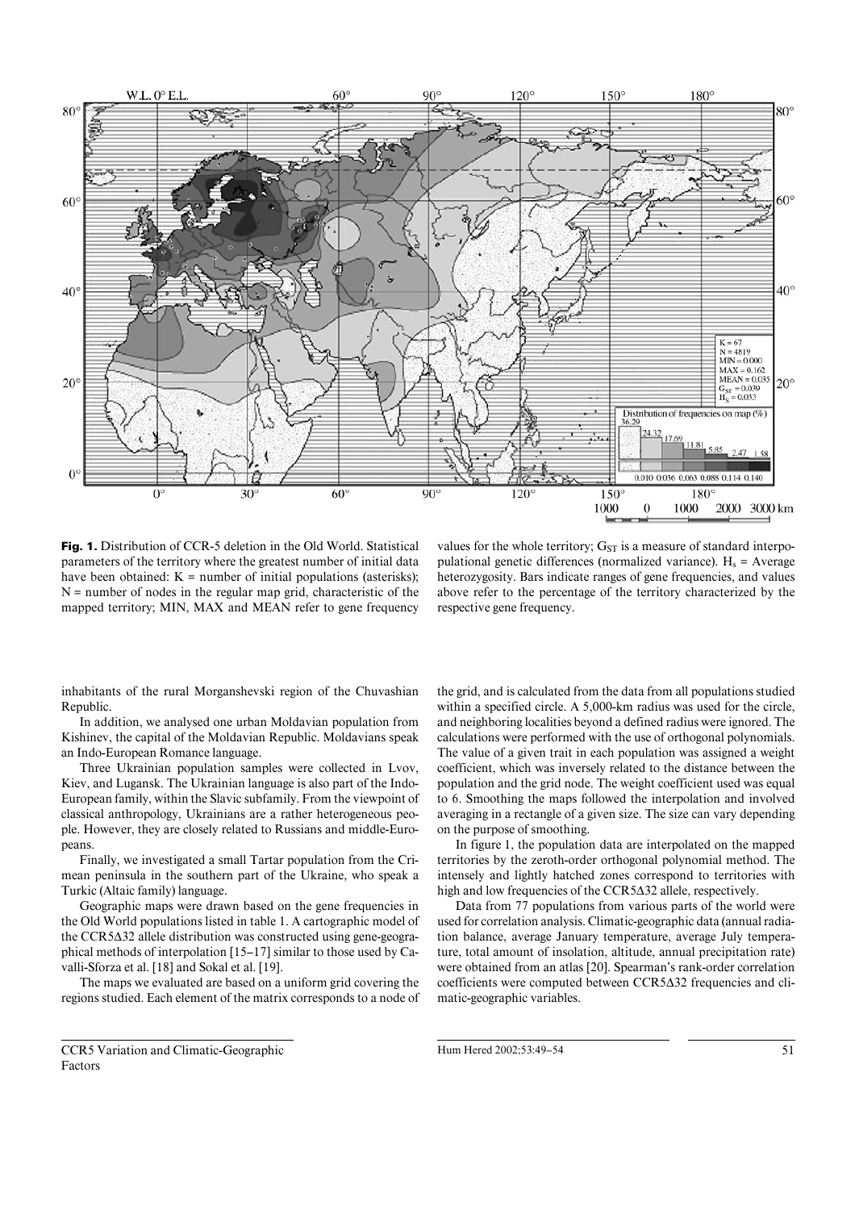**Fig. 1.** Distribution of CCR-5 deletion in the Old World. Statistical parameters of the territory where the greatest number of initial data have been obtained: K = number of initial populations (asterisks); N = number of nodes in the regular map grid, characteristic of the mapped territory; MIN, MAX and MEAN refer to gene frequency values for the whole territory; $G_{ST}$ is a measure of standard interpopulational genetic differences (normalized variance). $H_s$ = Average heterozygosity. Bars indicate ranges of gene frequencies, and values above refer to the percentage of the territory characterized by the respective gene frequency.

inhabitants of the rural Morganshevski region of the Chuvashian Republic.

In addition, we analysed one urban Moldavian population from Kishinev, the capital of the Moldavian Republic. Moldavians speak an Indo-European Romance language.

Three Ukrainian population samples were collected in Lvov, Kiev, and Lugansk. The Ukrainian language is also part of the Indo-European family, within the Slavic subfamily. From the viewpoint of classical anthropology, Ukrainians are a rather heterogeneous people. However, they are closely related to Russians and middle-Europeans.

Finally, we investigated a small Tartar population from the Crimean peninsula in the southern part of the Ukraine, who speak a Turkic (Altaic family) language.

Geographic maps were drawn based on the gene frequencies in the Old World populations listed in table 1. A cartographic model of the CCR5Δ32 allele distribution was constructed using gene-geographical methods of interpolation [15–17] similar to those used by Cavalli-Sforza et al. [18] and Sokal et al. [19].

The maps we evaluated are based on a uniform grid covering the regions studied. Each element of the matrix corresponds to a node of the grid, and is calculated from the data from all populations studied within a specified circle. A 5,000-km radius was used for the circle, and neighboring localities beyond a defined radius were ignored. The calculations were performed with the use of orthogonal polynomials. The value of a given trait in each population was assigned a weight coefficient, which was inversely related to the distance between the population and the grid node. The weight coefficient used was equal to 6. Smoothing the maps followed the interpolation and involved averaging in a rectangle of a given size. The size can vary depending on the purpose of smoothing.

In figure 1, the population data are interpolated on the mapped territories by the zeroth-order orthogonal polynomial method. The intensely and lightly hatched zones correspond to territories with high and low frequencies of the CCR5Δ32 allele, respectively.

Data from 77 populations from various parts of the world were used for correlation analysis. Climatic-geographic data (annual radiation balance, average January temperature, average July temperature, total amount of insolation, altitude, annual precipitation rate) were obtained from an atlas [20]. Spearman's rank-order correlation coefficients were computed between CCR5Δ32 frequencies and climatic-geographic variables.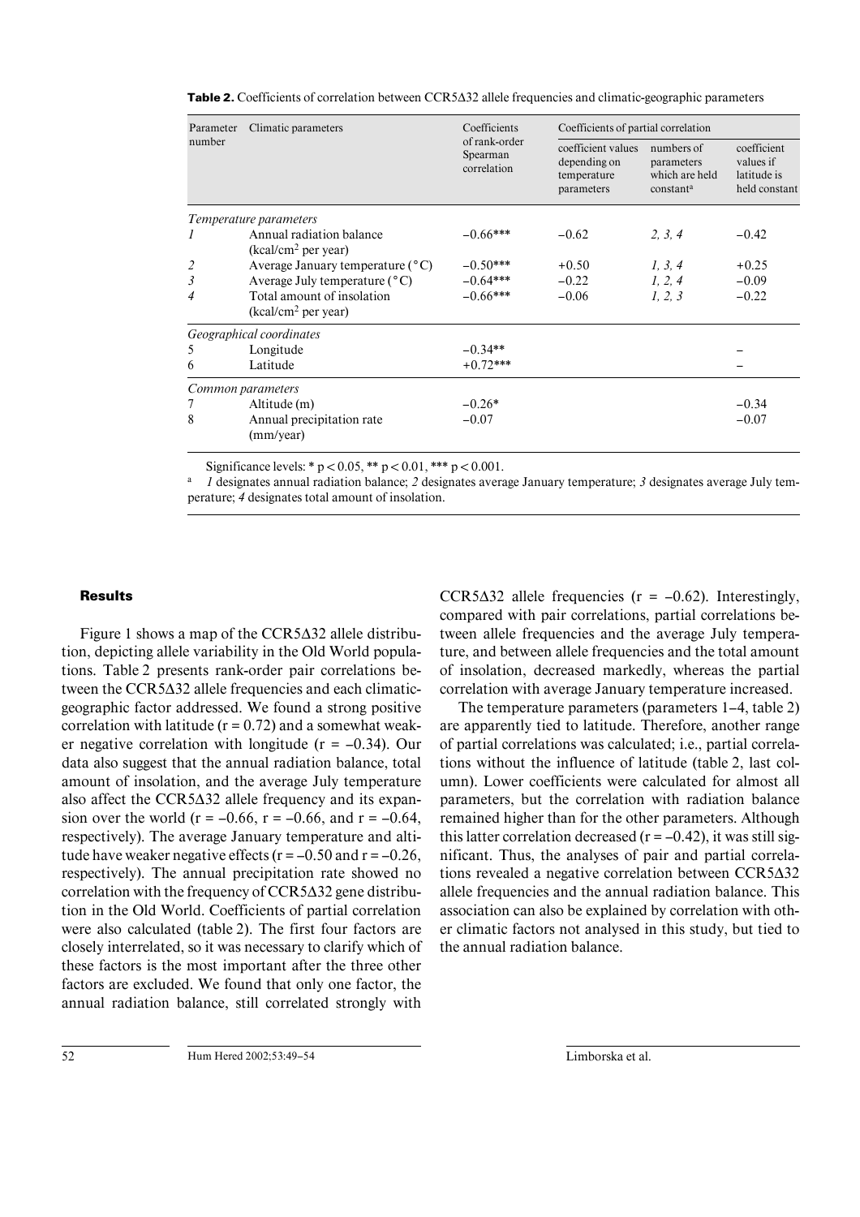**Table 2.** Coefficients of correlation between CCR5Δ32 allele frequencies and climatic-geographic parameters

| Parameter number | Climatic parameters | Coefficients of rank-order Spearman correlation | Coefficients of partial correlation | | |
|---|---|---|---|---|---|
| | | | coefficient values depending on temperature parameters | numbers of parameters which are held constant[a] | coefficient values if latitude is held constant |
| *Temperature parameters* | | | | | |
| *1* | Annual radiation balance (kcal/cm² per year) | –0.66*** | –0.62 | *2, 3, 4* | –0.42 |
| *2* | Average January temperature (°C) | –0.50*** | +0.50 | *1, 3, 4* | +0.25 |
| *3* | Average July temperature (°C) | –0.64*** | –0.22 | *1, 2, 4* | –0.09 |
| *4* | Total amount of insolation (kcal/cm² per year) | –0.66*** | –0.06 | *1, 2, 3* | –0.22 |
| *Geographical coordinates* | | | | | |
| 5 | Longitude | –0.34** | | | – |
| 6 | Latitude | +0.72*** | | | – |
| *Common parameters* | | | | | |
| 7 | Altitude (m) | –0.26* | | | –0.34 |
| 8 | Annual precipitation rate (mm/year) | –0.07 | | | –0.07 |

Significance levels: * $p < 0.05$, ** $p < 0.01$, *** $p < 0.001$.

[a] *1* designates annual radiation balance; *2* designates average January temperature; *3* designates average July temperature; *4* designates total amount of insolation.

## Results

Figure 1 shows a map of the CCR5Δ32 allele distribution, depicting allele variability in the Old World populations. Table 2 presents rank-order pair correlations between the CCR5Δ32 allele frequencies and each climatic-geographic factor addressed. We found a strong positive correlation with latitude ($r = 0.72$) and a somewhat weaker negative correlation with longitude ($r = -0.34$). Our data also suggest that the annual radiation balance, total amount of insolation, and the average July temperature also affect the CCR5Δ32 allele frequency and its expansion over the world ($r = -0.66$, $r = -0.66$, and $r = -0.64$, respectively). The average January temperature and altitude have weaker negative effects ($r = -0.50$ and $r = -0.26$, respectively). The annual precipitation rate showed no correlation with the frequency of CCR5Δ32 gene distribution in the Old World. Coefficients of partial correlation were also calculated (table 2). The first four factors are closely interrelated, so it was necessary to clarify which of these factors is the most important after the three other factors are excluded. We found that only one factor, the annual radiation balance, still correlated strongly with CCR5Δ32 allele frequencies ($r = -0.62$). Interestingly, compared with pair correlations, partial correlations between allele frequencies and the average July temperature, and between allele frequencies and the total amount of insolation, decreased markedly, whereas the partial correlation with average January temperature increased.

The temperature parameters (parameters 1–4, table 2) are apparently tied to latitude. Therefore, another range of partial correlations was calculated; i.e., partial correlations without the influence of latitude (table 2, last column). Lower coefficients were calculated for almost all parameters, but the correlation with radiation balance remained higher than for the other parameters. Although this latter correlation decreased ($r = -0.42$), it was still significant. Thus, the analyses of pair and partial correlations revealed a negative correlation between CCR5Δ32 allele frequencies and the annual radiation balance. This association can also be explained by correlation with other climatic factors not analysed in this study, but tied to the annual radiation balance.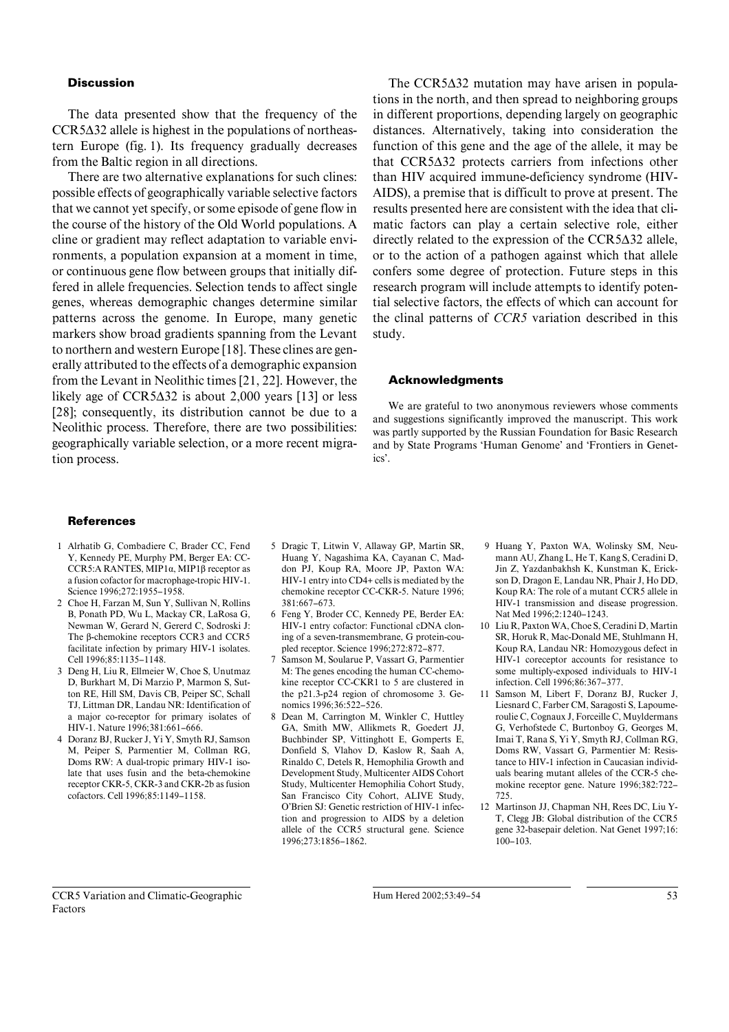## Discussion

The data presented show that the frequency of the CCR5Δ32 allele is highest in the populations of northeastern Europe (fig. 1). Its frequency gradually decreases from the Baltic region in all directions.

There are two alternative explanations for such clines: possible effects of geographically variable selective factors that we cannot yet specify, or some episode of gene flow in the course of the history of the Old World populations. A cline or gradient may reflect adaptation to variable environments, a population expansion at a moment in time, or continuous gene flow between groups that initially differed in allele frequencies. Selection tends to affect single genes, whereas demographic changes determine similar patterns across the genome. In Europe, many genetic markers show broad gradients spanning from the Levant to northern and western Europe [18]. These clines are generally attributed to the effects of a demographic expansion from the Levant in Neolithic times [21, 22]. However, the likely age of CCR5Δ32 is about 2,000 years [13] or less [28]; consequently, its distribution cannot be due to a Neolithic process. Therefore, there are two possibilities: geographically variable selection, or a more recent migration process.

The CCR5Δ32 mutation may have arisen in populations in the north, and then spread to neighboring groups in different proportions, depending largely on geographic distances. Alternatively, taking into consideration the function of this gene and the age of the allele, it may be that CCR5Δ32 protects carriers from infections other than HIV acquired immune-deficiency syndrome (HIV-AIDS), a premise that is difficult to prove at present. The results presented here are consistent with the idea that climatic factors can play a certain selective role, either directly related to the expression of the CCR5Δ32 allele, or to the action of a pathogen against which that allele confers some degree of protection. Future steps in this research program will include attempts to identify potential selective factors, the effects of which can account for the clinal patterns of *CCR5* variation described in this study.

## Acknowledgments

We are grateful to two anonymous reviewers whose comments and suggestions significantly improved the manuscript. This work was partly supported by the Russian Foundation for Basic Research and by State Programs 'Human Genome' and 'Frontiers in Genetics'.

## References

1. Alrhatib G, Combadiere C, Brader CC, Fend Y, Kennedy PE, Murphy PM, Berger EA: CC-CCR5:A RANTES, MIP1α, MIP1β receptor as a fusion cofactor for macrophage-tropic HIV-1. Science 1996;272:1955–1958.
2. Choe H, Farzan M, Sun Y, Sullivan N, Rollins B, Ponath PD, Wu L, Mackay CR, LaRosa G, Newman W, Gerard N, Gererd C, Sodroski J: The β-chemokine receptors CCR3 and CCR5 facilitate infection by primary HIV-1 isolates. Cell 1996;85:1135–1148.
3. Deng H, Liu R, Ellmeier W, Choe S, Unutmaz D, Burkhart M, Di Marzio P, Marmon S, Sutton RE, Hill SM, Davis CB, Peiper SC, Schall TJ, Littman DR, Landau NR: Identification of a major co-receptor for primary isolates of HIV-1. Nature 1996;381:661–666.
4. Doranz BJ, Rucker J, Yi Y, Smyth RJ, Samson M, Peiper S, Parmentier M, Collman RG, Doms RW: A dual-tropic primary HIV-1 isolate that uses fusin and the beta-chemokine receptor CKR-5, CKR-3 and CKR-2b as fusion cofactors. Cell 1996;85:1149–1158.
5. Dragic T, Litwin V, Allaway GP, Martin SR, Huang Y, Nagashima KA, Cayanan C, Maddon PJ, Koup RA, Moore JP, Paxton WA: HIV-1 entry into CD4+ cells is mediated by the chemokine receptor CC-CKR-5. Nature 1996; 381:667–673.
6. Feng Y, Broder CC, Kennedy PE, Berder EA: HIV-1 entry cofactor: Functional cDNA cloning of a seven-transmembrane, G protein-coupled receptor. Science 1996;272:872–877.
7. Samson M, Soularue P, Vassart G, Parmentier M: The genes encoding the human CC-chemokine receptor CC-CKR1 to 5 are clustered in the p21.3-p24 region of chromosome 3. Genomics 1996;36:522–526.
8. Dean M, Carrington M, Winkler C, Huttley GA, Smith MW, Allikmets R, Goedert JJ, Buchbinder SP, Vittinghott E, Gomperts E, Donfield S, Vlahov D, Kaslow R, Saah A, Rinaldo C, Detels R, Hemophilia Growth and Development Study, Multicenter AIDS Cohort Study, Multicenter Hemophilia Cohort Study, San Francisco City Cohort, ALIVE Study, O'Brien SJ: Genetic restriction of HIV-1 infection and progression to AIDS by a deletion allele of the CCR5 structural gene. Science 1996;273:1856–1862.
9. Huang Y, Paxton WA, Wolinsky SM, Neumann AU, Zhang L, He T, Kang S, Ceradini D, Jin Z, Yazdanbakhsh K, Kunstman K, Erickson D, Dragon E, Landau NR, Phair J, Ho DD, Koup RA: The role of a mutant CCR5 allele in HIV-1 transmission and disease progression. Nat Med 1996;2:1240–1243.
10. Liu R, Paxton WA, Choe S, Ceradini D, Martin SR, Horuk R, Mac-Donald ME, Stuhlmann H, Koup RA, Landau NR: Homozygous defect in HIV-1 coreceptor accounts for resistance to some multiply-exposed individuals to HIV-1 infection. Cell 1996;86:367–377.
11. Samson M, Libert F, Doranz BJ, Rucker J, Liesnard C, Farber CM, Saragosti S, Lapoumeroulie C, Cognaux J, Forceille C, Muyldermans G, Verhofstede C, Burtonboy G, Georges M, Imai T, Rana S, Yi Y, Smyth RJ, Collman RG, Doms RW, Vassart G, Parmentier M: Resistance to HIV-1 infection in Caucasian individuals bearing mutant alleles of the CCR-5 chemokine receptor gene. Nature 1996;382:722–725.
12. Martinson JJ, Chapman NH, Rees DC, Liu Y-T, Clegg JB: Global distribution of the CCR5 gene 32-basepair deletion. Nat Genet 1997;16: 100–103.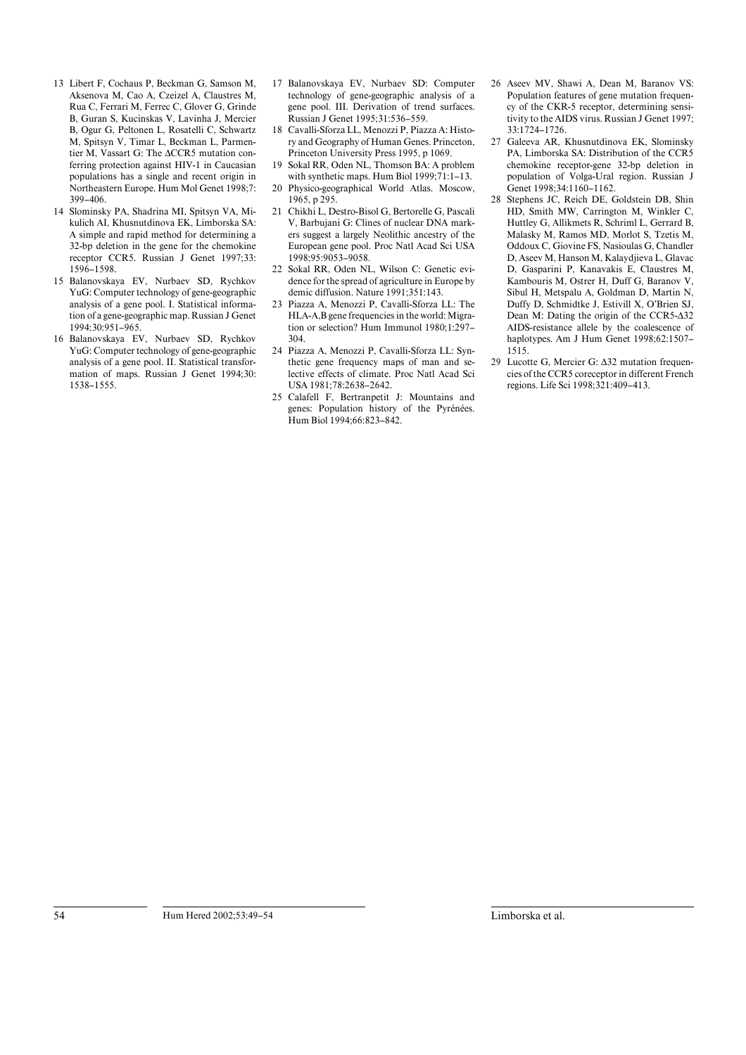13 Libert F, Cochaus P, Beckman G, Samson M, Aksenova M, Cao A, Czeizel A, Claustres M, Rua C, Ferrari M, Ferrec C, Glover G, Grinde B, Guran S, Kucinskas V, Lavinha J, Mercier B, Ogur G, Peltonen L, Rosatelli C, Schwartz M, Spitsyn V, Timar L, Beckman L, Parmentier M, Vassart G: The ΔCCR5 mutation conferring protection against HIV-1 in Caucasian populations has a single and recent origin in Northeastern Europe. Hum Mol Genet 1998;7: 399–406.

14 Slominsky PA, Shadrina MI, Spitsyn VA, Mikulich AI, Khusnutdinova EK, Limborska SA: A simple and rapid method for determining a 32-bp deletion in the gene for the chemokine receptor CCR5. Russian J Genet 1997;33: 1596–1598.

15 Balanovskaya EV, Nurbaev SD, Rychkov YuG: Computer technology of gene-geographic analysis of a gene pool. I. Statistical information of a gene-geographic map. Russian J Genet 1994;30:951–965.

16 Balanovskaya EV, Nurbaev SD, Rychkov YuG: Computer technology of gene-geographic analysis of a gene pool. II. Statistical transformation of maps. Russian J Genet 1994;30: 1538–1555.

17 Balanovskaya EV, Nurbaev SD: Computer technology of gene-geographic analysis of a gene pool. III. Derivation of trend surfaces. Russian J Genet 1995;31:536–559.

18 Cavalli-Sforza LL, Menozzi P, Piazza A: History and Geography of Human Genes. Princeton, Princeton University Press 1995, p 1069.

19 Sokal RR, Oden NL, Thomson BA: A problem with synthetic maps. Hum Biol 1999;71:1–13.

20 Physico-geographical World Atlas. Moscow, 1965, p 295.

21 Chikhi L, Destro-Bisol G, Bertorelle G, Pascali V, Barbujani G: Clines of nuclear DNA markers suggest a largely Neolithic ancestry of the European gene pool. Proc Natl Acad Sci USA 1998;95:9053–9058.

22 Sokal RR, Oden NL, Wilson C: Genetic evidence for the spread of agriculture in Europe by demic diffusion. Nature 1991;351:143.

23 Piazza A, Menozzi P, Cavalli-Sforza LL: The HLA-A,B gene frequencies in the world: Migration or selection? Hum Immunol 1980;1:297–304.

24 Piazza A, Menozzi P, Cavalli-Sforza LL: Synthetic gene frequency maps of man and selective effects of climate. Proc Natl Acad Sci USA 1981;78:2638–2642.

25 Calafell F, Bertranpetit J: Mountains and genes: Population history of the Pyrénées. Hum Biol 1994;66:823–842.

26 Aseev MV, Shawi A, Dean M, Baranov VS: Population features of gene mutation frequency of the CKR-5 receptor, determining sensitivity to the AIDS virus. Russian J Genet 1997; 33:1724–1726.

27 Galeeva AR, Khusnutdinova EK, Slominsky PA, Limborska SA: Distribution of the CCR5 chemokine receptor-gene 32-bp deletion in population of Volga-Ural region. Russian J Genet 1998;34:1160–1162.

28 Stephens JC, Reich DE, Goldstein DB, Shin HD, Smith MW, Carrington M, Winkler C, Huttley G, Allikmets R, Schriml L, Gerrard B, Malasky M, Ramos MD, Morlot S, Tzetis M, Oddoux C, Giovine FS, Nasioulas G, Chandler D, Aseev M, Hanson M, Kalaydjieva L, Glavac D, Gasparini P, Kanavakis E, Claustres M, Kambouris M, Ostrer H, Duff G, Baranov V, Sibul H, Metspalu A, Goldman D, Martin N, Duffy D, Schmidtke J, Estivill X, O'Brien SJ, Dean M: Dating the origin of the CCR5-Δ32 AIDS-resistance allele by the coalescence of haplotypes. Am J Hum Genet 1998;62:1507–1515.

29 Lucotte G, Mercier G: Δ32 mutation frequencies of the CCR5 coreceptor in different French regions. Life Sci 1998;321:409–413.